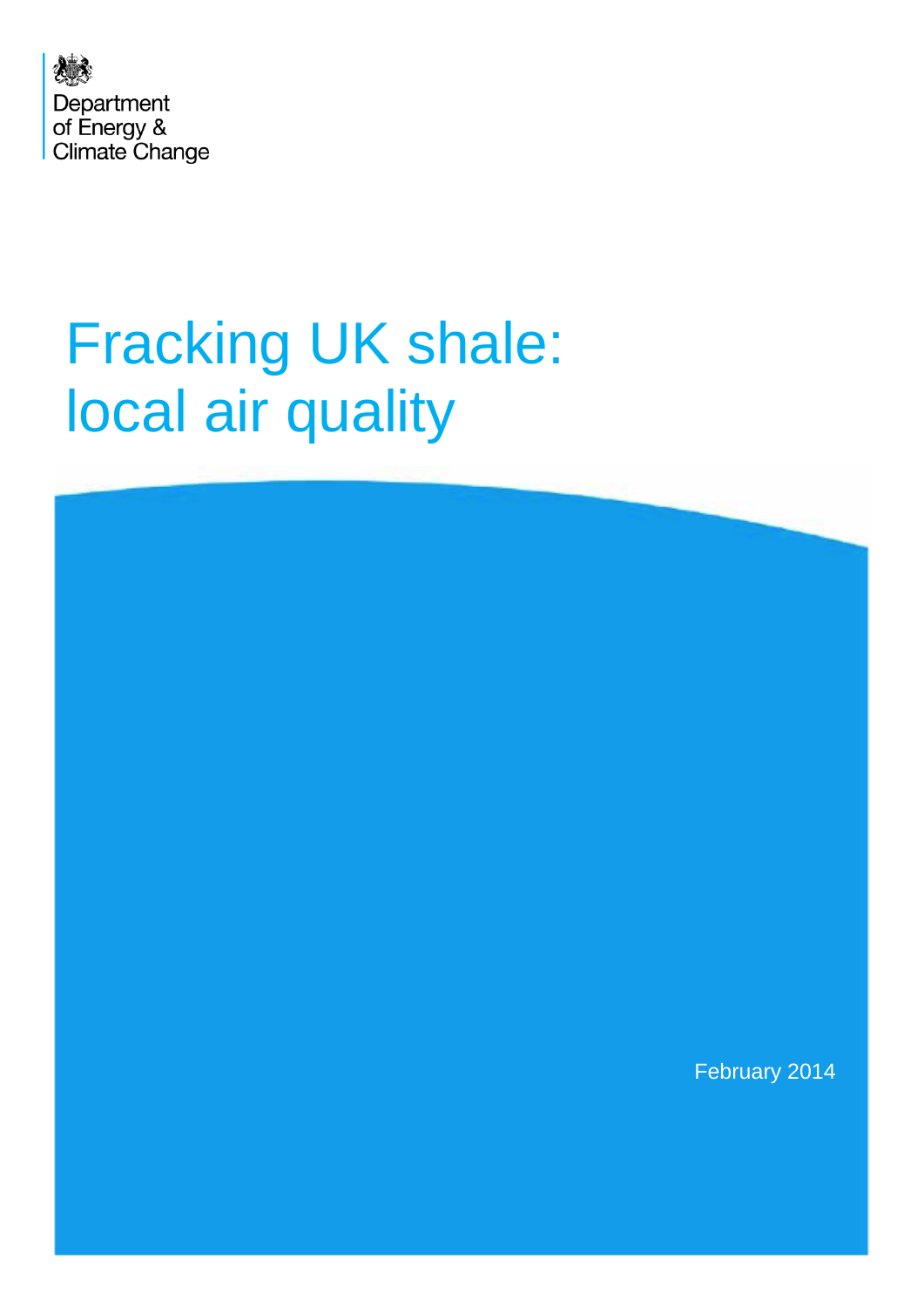Department of Energy & Climate Change

# Fracking UK shale: local air quality

February 2014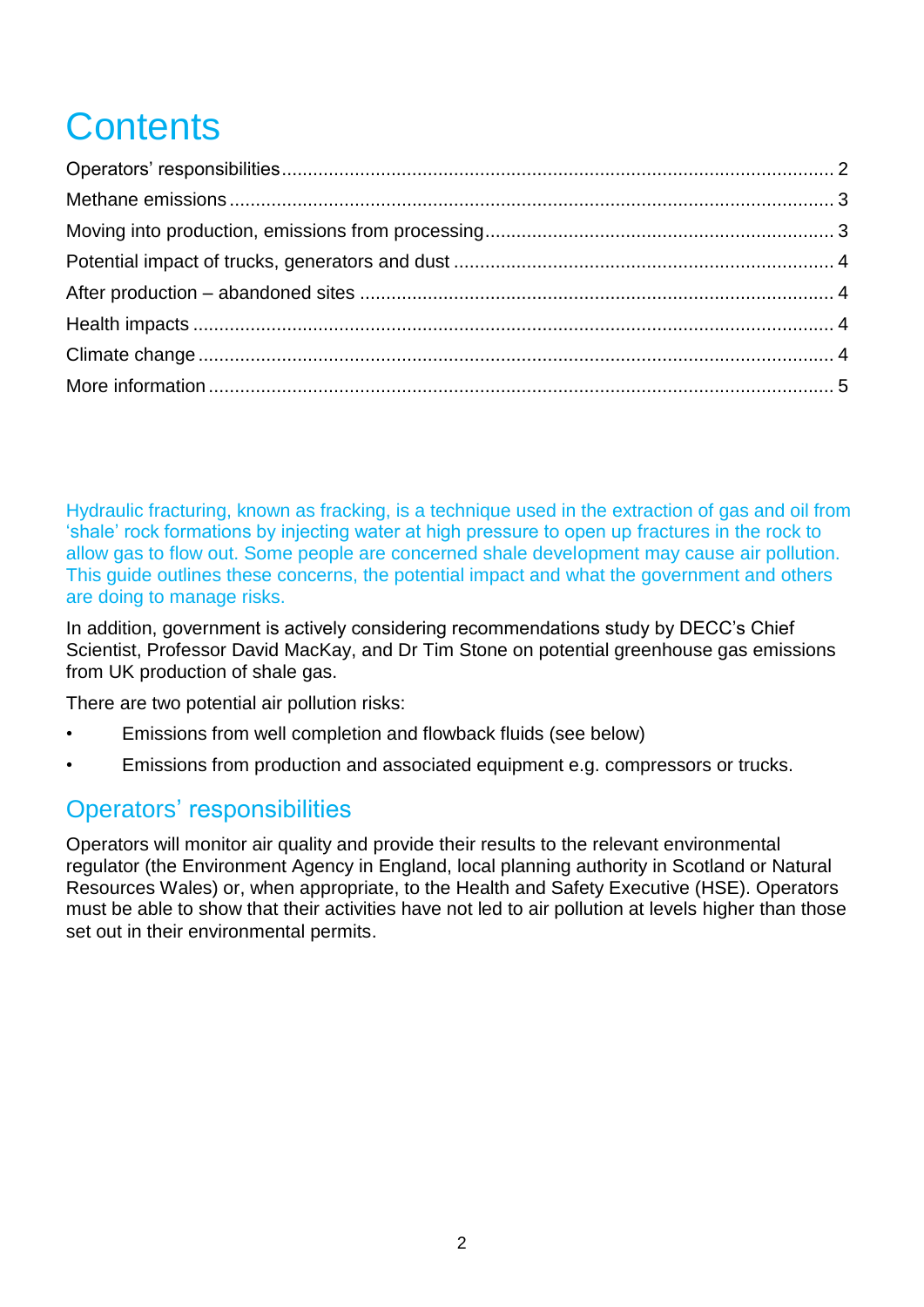# Contents

Operators' responsibilities ........ 2
Methane emissions ........ 3
Moving into production, emissions from processing ........ 3
Potential impact of trucks, generators and dust ........ 4
After production – abandoned sites ........ 4
Health impacts ........ 4
Climate change ........ 4
More information ........ 5

Hydraulic fracturing, known as fracking, is a technique used in the extraction of gas and oil from 'shale' rock formations by injecting water at high pressure to open up fractures in the rock to allow gas to flow out. Some people are concerned shale development may cause air pollution. This guide outlines these concerns, the potential impact and what the government and others are doing to manage risks.

In addition, government is actively considering recommendations study by DECC's Chief Scientist, Professor David MacKay, and Dr Tim Stone on potential greenhouse gas emissions from UK production of shale gas.

There are two potential air pollution risks:

- Emissions from well completion and flowback fluids (see below)
- Emissions from production and associated equipment e.g. compressors or trucks.

## Operators' responsibilities

Operators will monitor air quality and provide their results to the relevant environmental regulator (the Environment Agency in England, local planning authority in Scotland or Natural Resources Wales) or, when appropriate, to the Health and Safety Executive (HSE). Operators must be able to show that their activities have not led to air pollution at levels higher than those set out in their environmental permits.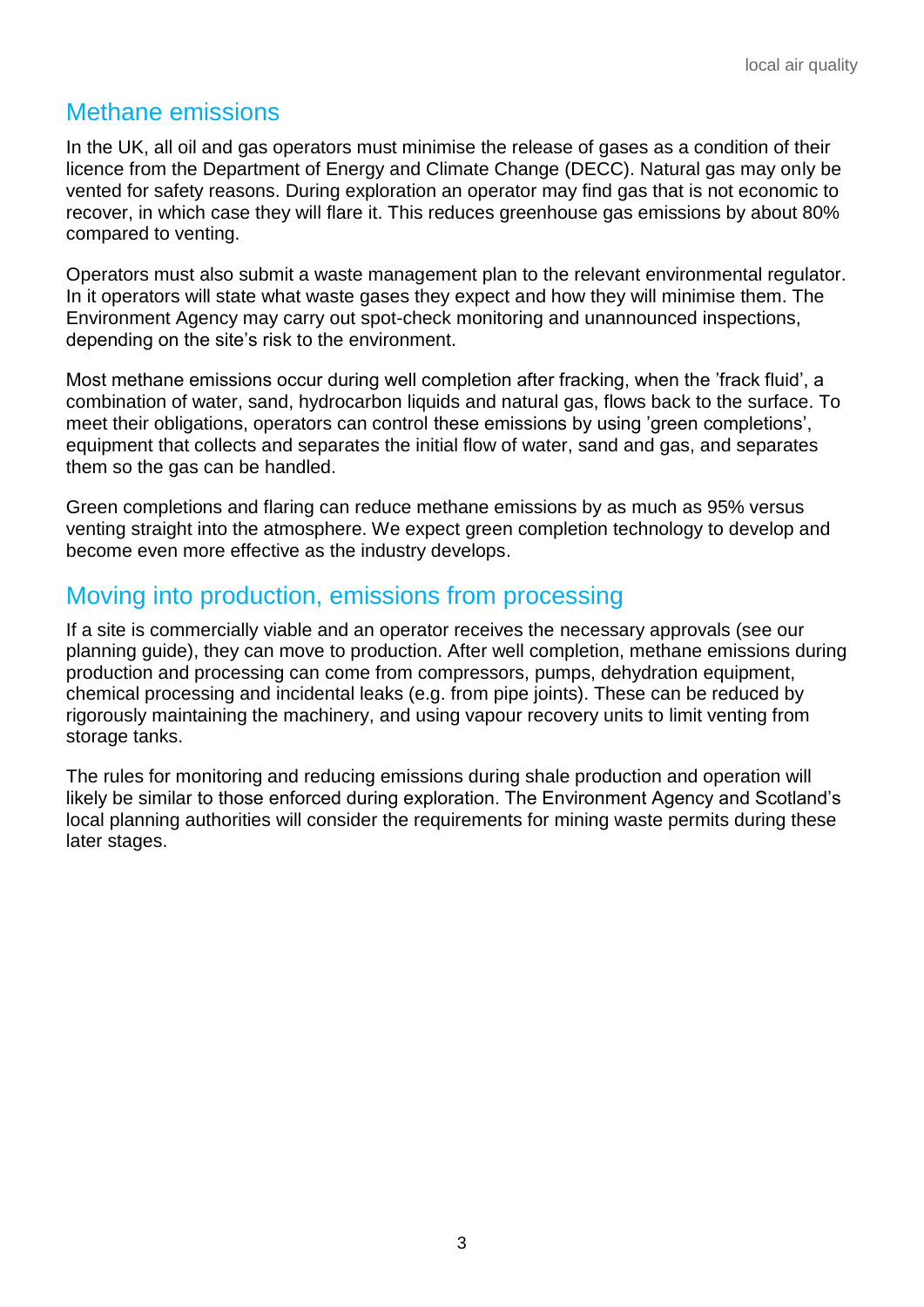## Methane emissions

In the UK, all oil and gas operators must minimise the release of gases as a condition of their licence from the Department of Energy and Climate Change (DECC). Natural gas may only be vented for safety reasons. During exploration an operator may find gas that is not economic to recover, in which case they will flare it. This reduces greenhouse gas emissions by about 80% compared to venting.

Operators must also submit a waste management plan to the relevant environmental regulator. In it operators will state what waste gases they expect and how they will minimise them. The Environment Agency may carry out spot-check monitoring and unannounced inspections, depending on the site's risk to the environment.

Most methane emissions occur during well completion after fracking, when the 'frack fluid', a combination of water, sand, hydrocarbon liquids and natural gas, flows back to the surface. To meet their obligations, operators can control these emissions by using 'green completions', equipment that collects and separates the initial flow of water, sand and gas, and separates them so the gas can be handled.

Green completions and flaring can reduce methane emissions by as much as 95% versus venting straight into the atmosphere. We expect green completion technology to develop and become even more effective as the industry develops.

## Moving into production, emissions from processing

If a site is commercially viable and an operator receives the necessary approvals (see our planning guide), they can move to production. After well completion, methane emissions during production and processing can come from compressors, pumps, dehydration equipment, chemical processing and incidental leaks (e.g. from pipe joints). These can be reduced by rigorously maintaining the machinery, and using vapour recovery units to limit venting from storage tanks.

The rules for monitoring and reducing emissions during shale production and operation will likely be similar to those enforced during exploration. The Environment Agency and Scotland's local planning authorities will consider the requirements for mining waste permits during these later stages.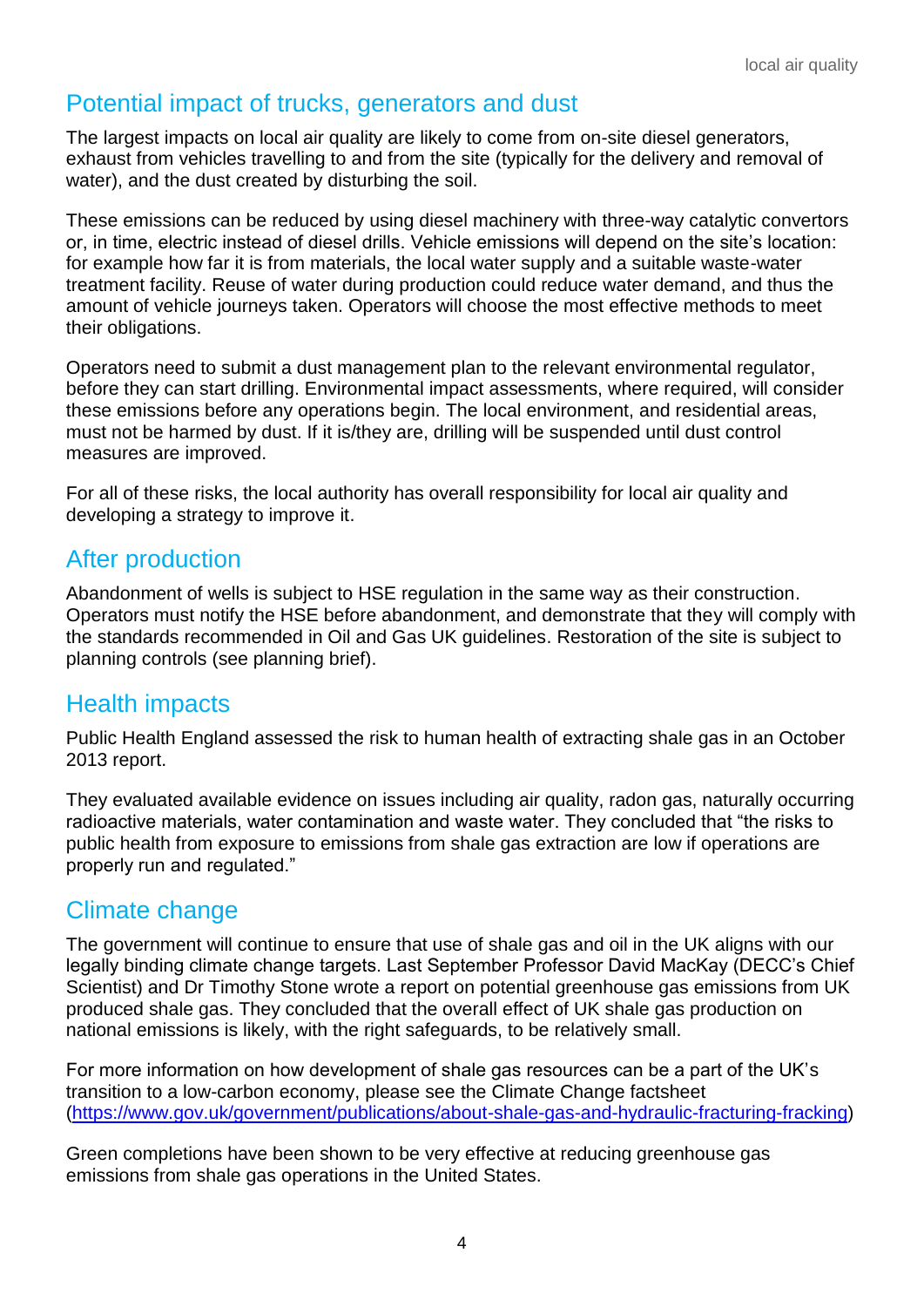## Potential impact of trucks, generators and dust

The largest impacts on local air quality are likely to come from on-site diesel generators, exhaust from vehicles travelling to and from the site (typically for the delivery and removal of water), and the dust created by disturbing the soil.

These emissions can be reduced by using diesel machinery with three-way catalytic convertors or, in time, electric instead of diesel drills. Vehicle emissions will depend on the site's location: for example how far it is from materials, the local water supply and a suitable waste-water treatment facility. Reuse of water during production could reduce water demand, and thus the amount of vehicle journeys taken. Operators will choose the most effective methods to meet their obligations.

Operators need to submit a dust management plan to the relevant environmental regulator, before they can start drilling. Environmental impact assessments, where required, will consider these emissions before any operations begin. The local environment, and residential areas, must not be harmed by dust. If it is/they are, drilling will be suspended until dust control measures are improved.

For all of these risks, the local authority has overall responsibility for local air quality and developing a strategy to improve it.

## After production

Abandonment of wells is subject to HSE regulation in the same way as their construction. Operators must notify the HSE before abandonment, and demonstrate that they will comply with the standards recommended in Oil and Gas UK guidelines. Restoration of the site is subject to planning controls (see planning brief).

## Health impacts

Public Health England assessed the risk to human health of extracting shale gas in an October 2013 report.

They evaluated available evidence on issues including air quality, radon gas, naturally occurring radioactive materials, water contamination and waste water. They concluded that "the risks to public health from exposure to emissions from shale gas extraction are low if operations are properly run and regulated."

## Climate change

The government will continue to ensure that use of shale gas and oil in the UK aligns with our legally binding climate change targets. Last September Professor David MacKay (DECC's Chief Scientist) and Dr Timothy Stone wrote a report on potential greenhouse gas emissions from UK produced shale gas. They concluded that the overall effect of UK shale gas production on national emissions is likely, with the right safeguards, to be relatively small.

For more information on how development of shale gas resources can be a part of the UK's transition to a low-carbon economy, please see the Climate Change factsheet (https://www.gov.uk/government/publications/about-shale-gas-and-hydraulic-fracturing-fracking)

Green completions have been shown to be very effective at reducing greenhouse gas emissions from shale gas operations in the United States.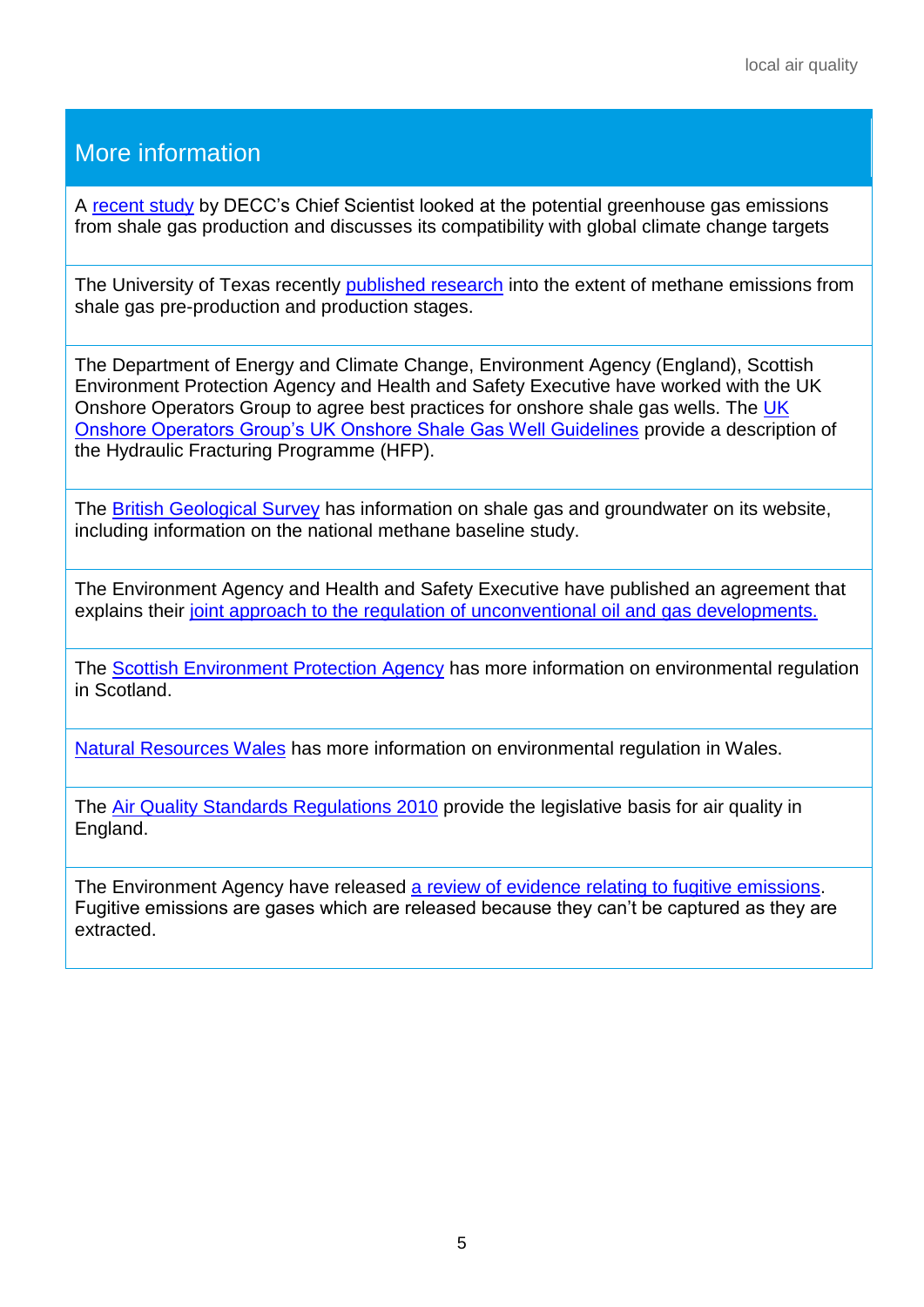## More information

A recent study by DECC's Chief Scientist looked at the potential greenhouse gas emissions from shale gas production and discusses its compatibility with global climate change targets

The University of Texas recently published research into the extent of methane emissions from shale gas pre-production and production stages.

The Department of Energy and Climate Change, Environment Agency (England), Scottish Environment Protection Agency and Health and Safety Executive have worked with the UK Onshore Operators Group to agree best practices for onshore shale gas wells. The UK Onshore Operators Group's UK Onshore Shale Gas Well Guidelines provide a description of the Hydraulic Fracturing Programme (HFP).

The British Geological Survey has information on shale gas and groundwater on its website, including information on the national methane baseline study.

The Environment Agency and Health and Safety Executive have published an agreement that explains their joint approach to the regulation of unconventional oil and gas developments.

The Scottish Environment Protection Agency has more information on environmental regulation in Scotland.

Natural Resources Wales has more information on environmental regulation in Wales.

The Air Quality Standards Regulations 2010 provide the legislative basis for air quality in England.

The Environment Agency have released a review of evidence relating to fugitive emissions. Fugitive emissions are gases which are released because they can't be captured as they are extracted.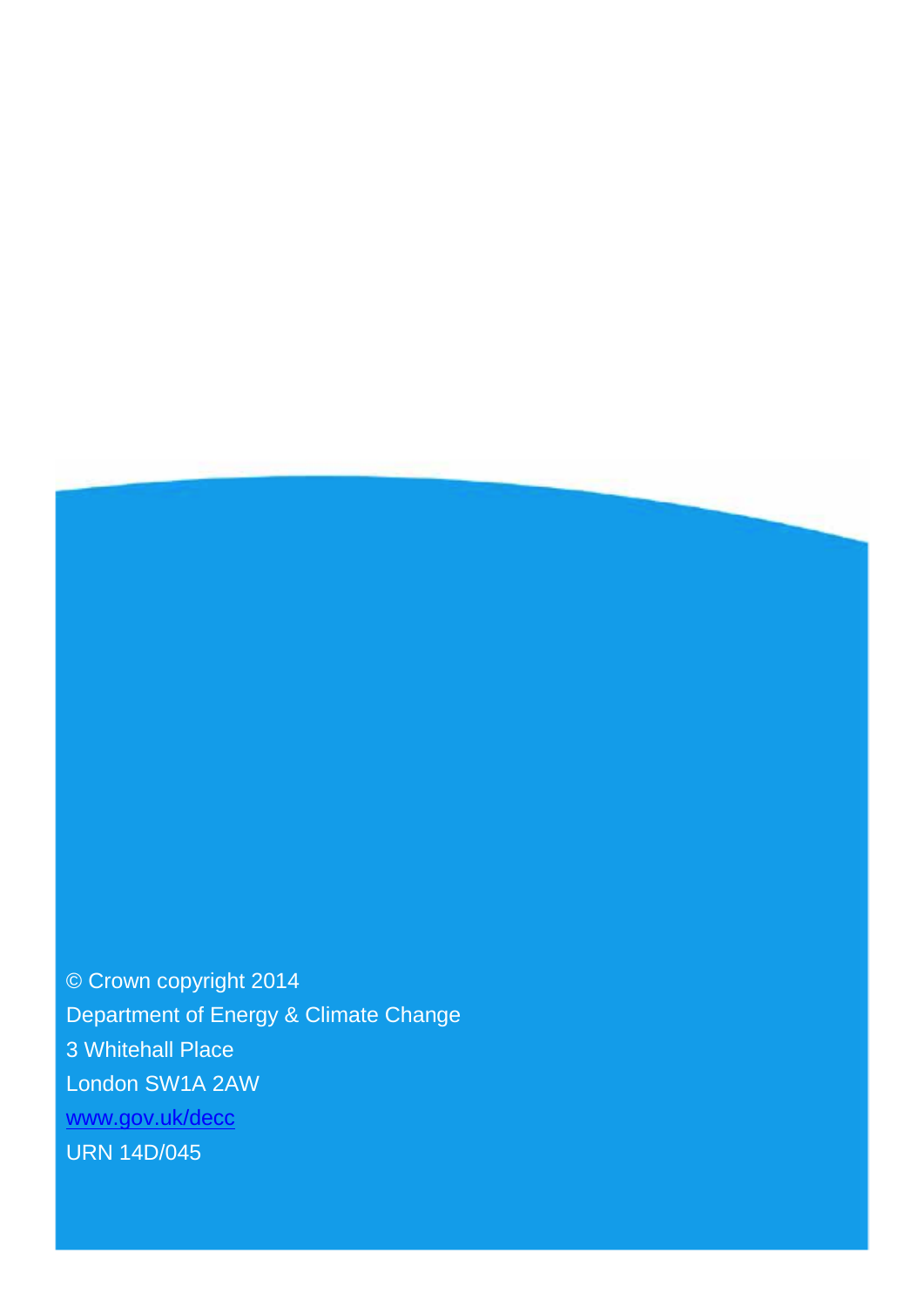© Crown copyright 2014
Department of Energy & Climate Change
3 Whitehall Place
London SW1A 2AW
www.gov.uk/decc
URN 14D/045